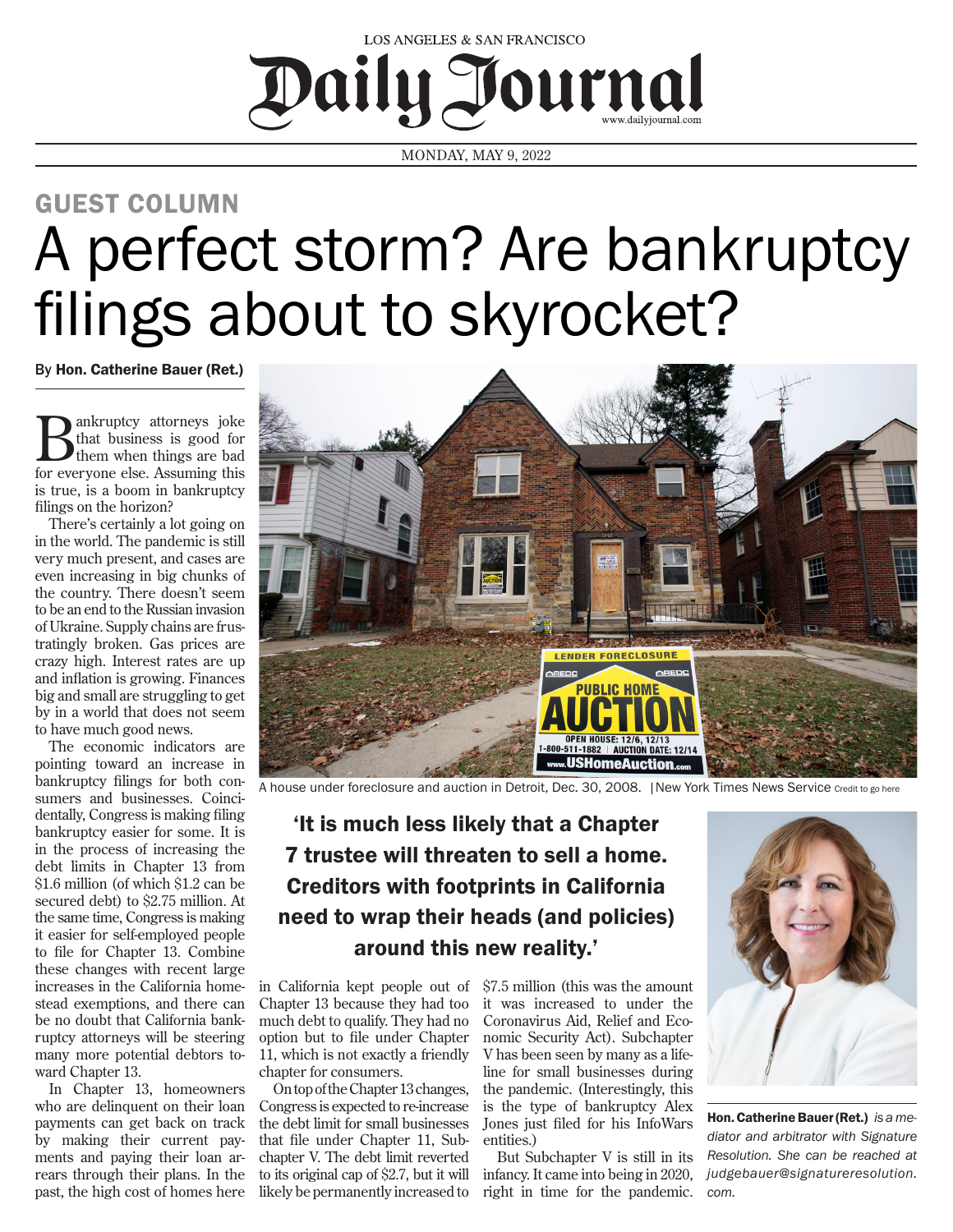LOS ANGELES & SAN FRANCISCO

# Daily Journal

www.dailyjournal.com

MONDAY, MAY 9, 2022

## GUEST COLUMN

# A perfect storm? Are bankruptcy filings about to skyrocket?

By **Hon. Catherine Bauer (Ret.)**

Bankruptcy attorneys joke that business is good for them when things are bad for everyone else. Assuming this is true, is a boom in bankruptcy filings on the horizon?

There's certainly a lot going on in the world. The pandemic is still very much present, and cases are even increasing in big chunks of the country. There doesn't seem to be an end to the Russian invasion of Ukraine. Supply chains are frustratingly broken. Gas prices are crazy high. Interest rates are up and inflation is growing. Finances big and small are struggling to get by in a world that does not seem to have much good news.

The economic indicators are pointing toward an increase in bankruptcy filings for both consumers and businesses. Coincidentally, Congress is making filing bankruptcy easier for some. It is in the process of increasing the debt limits in Chapter 13 from $1.6 million (of which $1.2 can be secured debt) to $2.75 million. At the same time, Congress is making it easier for self-employed people to file for Chapter 13. Combine these changes with recent large increases in the California homestead exemptions, and there can be no doubt that California bankruptcy attorneys will be steering many more potential debtors toward Chapter 13.

In Chapter 13, homeowners who are delinquent on their loan payments can get back on track by making their current payments and paying their loan arrears through their plans. In the past, the high cost of homes here in California kept people out of Chapter 13 because they had too much debt to qualify. They had no option but to file under Chapter 11, which is not exactly a friendly chapter for consumers.

A house under foreclosure and auction in Detroit, Dec. 30, 2008. | New York Times News Service Credit to go here

> **'It is much less likely that a Chapter 7 trustee will threaten to sell a home. Creditors with footprints in California need to wrap their heads (and policies) around this new reality.'**

On top of the Chapter 13 changes, Congress is expected to re-increase the debt limit for small businesses that file under Chapter 11, Subchapter V. The debt limit reverted to its original cap of $2.7, but it will likely be permanently increased to $7.5 million (this was the amount it was increased to under the Coronavirus Aid, Relief and Economic Security Act). Subchapter V has been seen by many as a lifeline for small businesses during the pandemic. (Interestingly, this is the type of bankruptcy Alex Jones just filed for his InfoWars entities.)

But Subchapter V is still in its infancy. It came into being in 2020, right in time for the pandemic.

**Hon. Catherine Bauer (Ret.)** *is a mediator and arbitrator with Signature Resolution. She can be reached at judgebauer@signatureresolution.com.*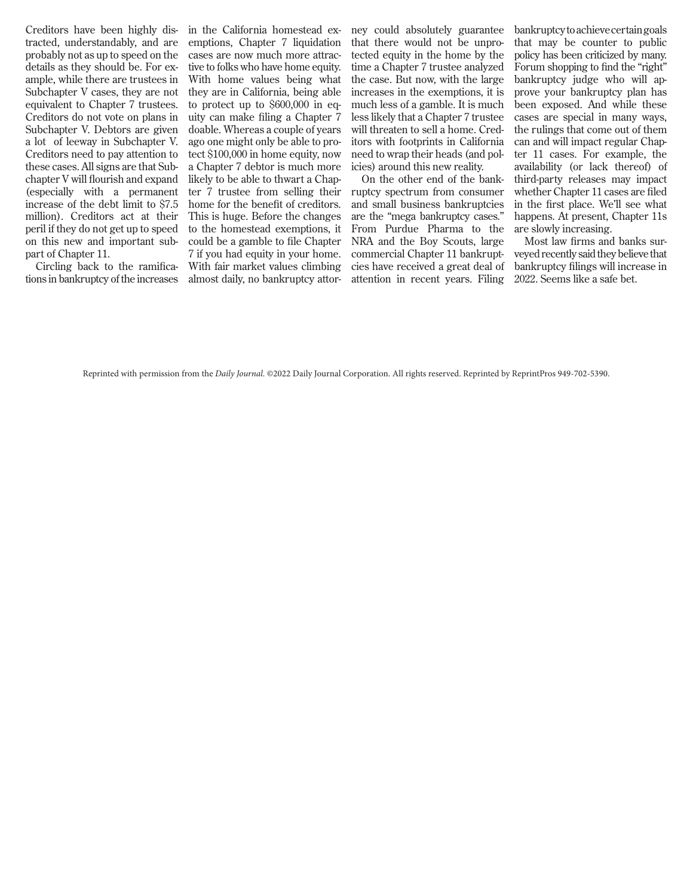Creditors have been highly distracted, understandably, and are probably not as up to speed on the details as they should be. For example, while there are trustees in Subchapter V cases, they are not equivalent to Chapter 7 trustees. Creditors do not vote on plans in Subchapter V. Debtors are given a lot of leeway in Subchapter V. Creditors need to pay attention to these cases. All signs are that Subchapter V will flourish and expand (especially with a permanent increase of the debt limit to $7.5 million). Creditors act at their peril if they do not get up to speed on this new and important subpart of Chapter 11.

Circling back to the ramifications in bankruptcy of the increases in the California homestead exemptions, Chapter 7 liquidation cases are now much more attractive to folks who have home equity. With home values being what they are in California, being able to protect up to $600,000 in equity can make filing a Chapter 7 doable. Whereas a couple of years ago one might only be able to protect $100,000 in home equity, now a Chapter 7 debtor is much more likely to be able to thwart a Chapter 7 trustee from selling their home for the benefit of creditors. This is huge. Before the changes to the homestead exemptions, it could be a gamble to file Chapter 7 if you had equity in your home. With fair market values climbing almost daily, no bankruptcy attorney could absolutely guarantee that there would not be unprotected equity in the home by the time a Chapter 7 trustee analyzed the case. But now, with the large increases in the exemptions, it is much less of a gamble. It is much less likely that a Chapter 7 trustee will threaten to sell a home. Creditors with footprints in California need to wrap their heads (and policies) around this new reality.

On the other end of the bankruptcy spectrum from consumer and small business bankruptcies are the "mega bankruptcy cases." From Purdue Pharma to the NRA and the Boy Scouts, large commercial Chapter 11 bankruptcies have received a great deal of attention in recent years. Filing bankruptcy to achieve certain goals that may be counter to public policy has been criticized by many. Forum shopping to find the "right" bankruptcy judge who will approve your bankruptcy plan has been exposed. And while these cases are special in many ways, the rulings that come out of them can and will impact regular Chapter 11 cases. For example, the availability (or lack thereof) of third-party releases may impact whether Chapter 11 cases are filed in the first place. We'll see what happens. At present, Chapter 11s are slowly increasing.

Most law firms and banks surveyed recently said they believe that bankruptcy filings will increase in 2022. Seems like a safe bet.

Reprinted with permission from the *Daily Journal*. ©2022 Daily Journal Corporation. All rights reserved. Reprinted by ReprintPros 949-702-5390.